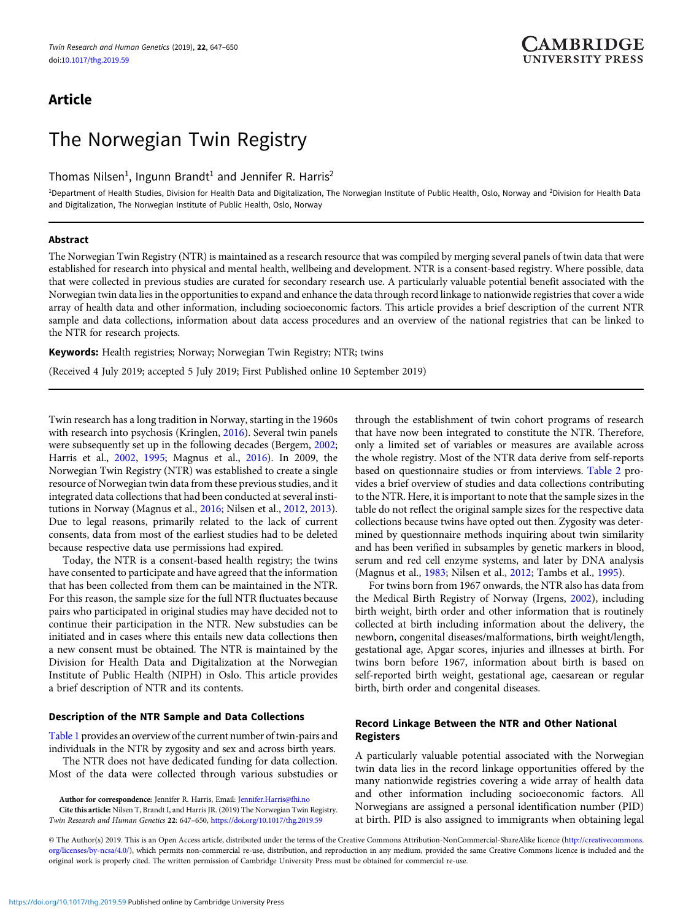## Article

# The Norwegian Twin Registry

Thomas Nilsen[1], Ingunn Brandt[1] and Jennifer R. Harris[2]

[1]Department of Health Studies, Division for Health Data and Digitalization, The Norwegian Institute of Public Health, Oslo, Norway and [2]Division for Health Data and Digitalization, The Norwegian Institute of Public Health, Oslo, Norway

### Abstract

The Norwegian Twin Registry (NTR) is maintained as a research resource that was compiled by merging several panels of twin data that were established for research into physical and mental health, wellbeing and development. NTR is a consent-based registry. Where possible, data that were collected in previous studies are curated for secondary research use. A particularly valuable potential benefit associated with the Norwegian twin data lies in the opportunities to expand and enhance the data through record linkage to nationwide registries that cover a wide array of health data and other information, including socioeconomic factors. This article provides a brief description of the current NTR sample and data collections, information about data access procedures and an overview of the national registries that can be linked to the NTR for research projects.

**Keywords:** Health registries; Norway; Norwegian Twin Registry; NTR; twins

(Received 4 July 2019; accepted 5 July 2019; First Published online 10 September 2019)

Twin research has a long tradition in Norway, starting in the 1960s with research into psychosis (Kringlen, 2016). Several twin panels were subsequently set up in the following decades (Bergem, 2002; Harris et al., 2002, 1995; Magnus et al., 2016). In 2009, the Norwegian Twin Registry (NTR) was established to create a single resource of Norwegian twin data from these previous studies, and it integrated data collections that had been conducted at several institutions in Norway (Magnus et al., 2016; Nilsen et al., 2012, 2013). Due to legal reasons, primarily related to the lack of current consents, data from most of the earliest studies had to be deleted because respective data use permissions had expired.

Today, the NTR is a consent-based health registry; the twins have consented to participate and have agreed that the information that has been collected from them can be maintained in the NTR. For this reason, the sample size for the full NTR fluctuates because pairs who participated in original studies may have decided not to continue their participation in the NTR. New substudies can be initiated and in cases where this entails new data collections then a new consent must be obtained. The NTR is maintained by the Division for Health Data and Digitalization at the Norwegian Institute of Public Health (NIPH) in Oslo. This article provides a brief description of NTR and its contents.

### Description of the NTR Sample and Data Collections

Table 1 provides an overview of the current number of twin-pairs and individuals in the NTR by zygosity and sex and across birth years.

The NTR does not have dedicated funding for data collection. Most of the data were collected through various substudies or through the establishment of twin cohort programs of research that have now been integrated to constitute the NTR. Therefore, only a limited set of variables or measures are available across the whole registry. Most of the NTR data derive from self-reports based on questionnaire studies or from interviews. Table 2 provides a brief overview of studies and data collections contributing to the NTR. Here, it is important to note that the sample sizes in the table do not reflect the original sample sizes for the respective data collections because twins have opted out then. Zygosity was determined by questionnaire methods inquiring about twin similarity and has been verified in subsamples by genetic markers in blood, serum and red cell enzyme systems, and later by DNA analysis (Magnus et al., 1983; Nilsen et al., 2012; Tambs et al., 1995).

For twins born from 1967 onwards, the NTR also has data from the Medical Birth Registry of Norway (Irgens, 2002), including birth weight, birth order and other information that is routinely collected at birth including information about the delivery, the newborn, congenital diseases/malformations, birth weight/length, gestational age, Apgar scores, injuries and illnesses at birth. For twins born before 1967, information about birth is based on self-reported birth weight, gestational age, caesarean or regular birth, birth order and congenital diseases.

### Record Linkage Between the NTR and Other National Registers

A particularly valuable potential associated with the Norwegian twin data lies in the record linkage opportunities offered by the many nationwide registries covering a wide array of health data and other information including socioeconomic factors. All Norwegians are assigned a personal identification number (PID) at birth. PID is also assigned to immigrants when obtaining legal

**Author for correspondence:** Jennifer R. Harris, Email: Jennifer.Harris@fhi.no

**Cite this article:** Nilsen T, Brandt I, and Harris JR. (2019) The Norwegian Twin Registry. *Twin Research and Human Genetics* 22: 647–650, https://doi.org/10.1017/thg.2019.59

© The Author(s) 2019. This is an Open Access article, distributed under the terms of the Creative Commons Attribution-NonCommercial-ShareAlike licence (http://creativecommons.org/licenses/by-ncsa/4.0/), which permits non-commercial re-use, distribution, and reproduction in any medium, provided the same Creative Commons licence is included and the original work is properly cited. The written permission of Cambridge University Press must be obtained for commercial re-use.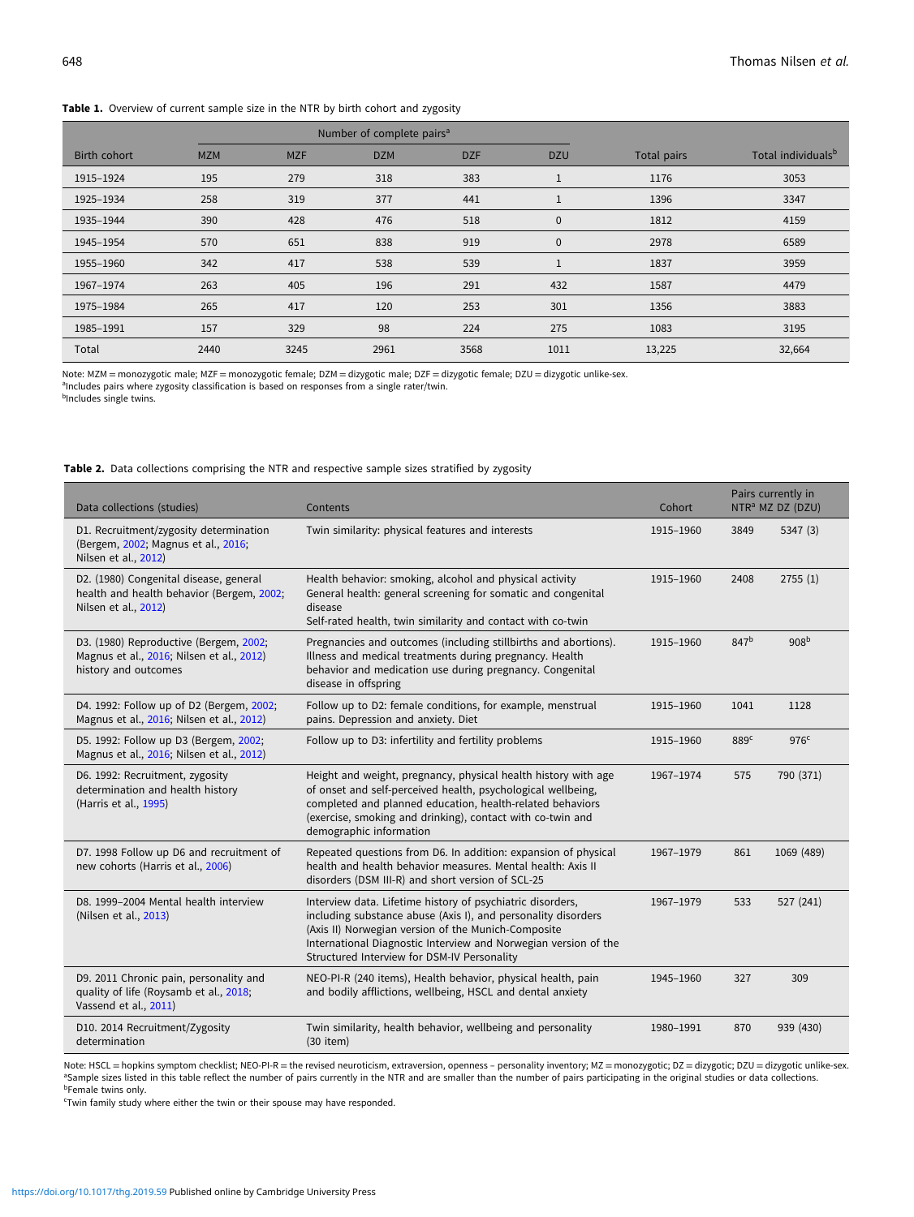**Table 1.** Overview of current sample size in the NTR by birth cohort and zygosity

| | Number of complete pairs[a] | | | | | | |
|---|---|---|---|---|---|---|---|
| Birth cohort | MZM | MZF | DZM | DZF | DZU | Total pairs | Total individuals[b] |
| 1915–1924 | 195 | 279 | 318 | 383 | 1 | 1176 | 3053 |
| 1925–1934 | 258 | 319 | 377 | 441 | 1 | 1396 | 3347 |
| 1935–1944 | 390 | 428 | 476 | 518 | 0 | 1812 | 4159 |
| 1945–1954 | 570 | 651 | 838 | 919 | 0 | 2978 | 6589 |
| 1955–1960 | 342 | 417 | 538 | 539 | 1 | 1837 | 3959 |
| 1967–1974 | 263 | 405 | 196 | 291 | 432 | 1587 | 4479 |
| 1975–1984 | 265 | 417 | 120 | 253 | 301 | 1356 | 3883 |
| 1985–1991 | 157 | 329 | 98 | 224 | 275 | 1083 | 3195 |
| Total | 2440 | 3245 | 2961 | 3568 | 1011 | 13,225 | 32,664 |

Note: MZM = monozygotic male; MZF = monozygotic female; DZM = dizygotic male; DZF = dizygotic female; DZU = dizygotic unlike-sex.
[a]Includes pairs where zygosity classification is based on responses from a single rater/twin.
[b]Includes single twins.

**Table 2.** Data collections comprising the NTR and respective sample sizes stratified by zygosity

| Data collections (studies) | Contents | Cohort | Pairs currently in NTR[a] MZ | DZ (DZU) |
|---|---|---|---|---|
| D1. Recruitment/zygosity determination (Bergem, 2002; Magnus et al., 2016; Nilsen et al., 2012) | Twin similarity: physical features and interests | 1915–1960 | 3849 | 5347 (3) |
| D2. (1980) Congenital disease, general health and health behavior (Bergem, 2002; Nilsen et al., 2012) | Health behavior: smoking, alcohol and physical activity<br>General health: general screening for somatic and congenital disease<br>Self-rated health, twin similarity and contact with co-twin | 1915–1960 | 2408 | 2755 (1) |
| D3. (1980) Reproductive (Bergem, 2002; Magnus et al., 2016; Nilsen et al., 2012) history and outcomes | Pregnancies and outcomes (including stillbirths and abortions). Illness and medical treatments during pregnancy. Health behavior and medication use during pregnancy. Congenital disease in offspring | 1915–1960 | 847[b] | 908[b] |
| D4. 1992: Follow up of D2 (Bergem, 2002; Magnus et al., 2016; Nilsen et al., 2012) | Follow up to D2: female conditions, for example, menstrual pains. Depression and anxiety. Diet | 1915–1960 | 1041 | 1128 |
| D5. 1992: Follow up D3 (Bergem, 2002; Magnus et al., 2016; Nilsen et al., 2012) | Follow up to D3: infertility and fertility problems | 1915–1960 | 889[c] | 976[c] |
| D6. 1992: Recruitment, zygosity determination and health history (Harris et al., 1995) | Height and weight, pregnancy, physical health history with age of onset and self-perceived health, psychological wellbeing, completed and planned education, health-related behaviors (exercise, smoking and drinking), contact with co-twin and demographic information | 1967–1974 | 575 | 790 (371) |
| D7. 1998 Follow up D6 and recruitment of new cohorts (Harris et al., 2006) | Repeated questions from D6. In addition: expansion of physical health and health behavior measures. Mental health: Axis II disorders (DSM III-R) and short version of SCL-25 | 1967–1979 | 861 | 1069 (489) |
| D8. 1999–2004 Mental health interview (Nilsen et al., 2013) | Interview data. Lifetime history of psychiatric disorders, including substance abuse (Axis I), and personality disorders (Axis II) Norwegian version of the Munich-Composite International Diagnostic Interview and Norwegian version of the Structured Interview for DSM-IV Personality | 1967–1979 | 533 | 527 (241) |
| D9. 2011 Chronic pain, personality and quality of life (Roysamb et al., 2018; Vassend et al., 2011) | NEO-PI-R (240 items), Health behavior, physical health, pain and bodily afflictions, wellbeing, HSCL and dental anxiety | 1945–1960 | 327 | 309 |
| D10. 2014 Recruitment/Zygosity determination | Twin similarity, health behavior, wellbeing and personality (30 item) | 1980–1991 | 870 | 939 (430) |

Note: HSCL = hopkins symptom checklist; NEO-PI-R = the revised neuroticism, extraversion, openness – personality inventory; MZ = monozygotic; DZ = dizygotic; DZU = dizygotic unlike-sex.
[a]Sample sizes listed in this table reflect the number of pairs currently in the NTR and are smaller than the number of pairs participating in the original studies or data collections.
[b]Female twins only.
[c]Twin family study where either the twin or their spouse may have responded.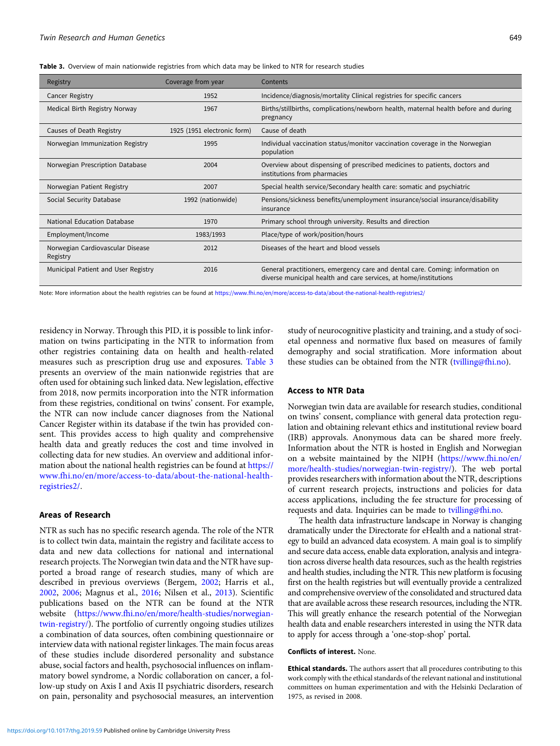**Table 3.** Overview of main nationwide registries from which data may be linked to NTR for research studies

| Registry | Coverage from year | Contents |
|---|---|---|
| Cancer Registry | 1952 | Incidence/diagnosis/mortality Clinical registries for specific cancers |
| Medical Birth Registry Norway | 1967 | Births/stillbirths, complications/newborn health, maternal health before and during pregnancy |
| Causes of Death Registry | 1925 (1951 electronic form) | Cause of death |
| Norwegian Immunization Registry | 1995 | Individual vaccination status/monitor vaccination coverage in the Norwegian population |
| Norwegian Prescription Database | 2004 | Overview about dispensing of prescribed medicines to patients, doctors and institutions from pharmacies |
| Norwegian Patient Registry | 2007 | Special health service/Secondary health care: somatic and psychiatric |
| Social Security Database | 1992 (nationwide) | Pensions/sickness benefits/unemployment insurance/social insurance/disability insurance |
| National Education Database | 1970 | Primary school through university. Results and direction |
| Employment/Income | 1983/1993 | Place/type of work/position/hours |
| Norwegian Cardiovascular Disease Registry | 2012 | Diseases of the heart and blood vessels |
| Municipal Patient and User Registry | 2016 | General practitioners, emergency care and dental care. Coming: information on diverse municipal health and care services, at home/institutions |

Note: More information about the health registries can be found at https://www.fhi.no/en/more/access-to-data/about-the-national-health-registries2/

residency in Norway. Through this PID, it is possible to link information on twins participating in the NTR to information from other registries containing data on health and health-related measures such as prescription drug use and exposures. Table 3 presents an overview of the main nationwide registries that are often used for obtaining such linked data. New legislation, effective from 2018, now permits incorporation into the NTR information from these registries, conditional on twins' consent. For example, the NTR can now include cancer diagnoses from the National Cancer Register within its database if the twin has provided consent. This provides access to high quality and comprehensive health data and greatly reduces the cost and time involved in collecting data for new studies. An overview and additional information about the national health registries can be found at https://www.fhi.no/en/more/access-to-data/about-the-national-health-registries2/.

## Areas of Research

NTR as such has no specific research agenda. The role of the NTR is to collect twin data, maintain the registry and facilitate access to data and new data collections for national and international research projects. The Norwegian twin data and the NTR have supported a broad range of research studies, many of which are described in previous overviews (Bergem, 2002; Harris et al., 2002, 2006; Magnus et al., 2016; Nilsen et al., 2013). Scientific publications based on the NTR can be found at the NTR website (https://www.fhi.no/en/more/health-studies/norwegian-twin-registry/). The portfolio of currently ongoing studies utilizes a combination of data sources, often combining questionnaire or interview data with national register linkages. The main focus areas of these studies include disordered personality and substance abuse, social factors and health, psychosocial influences on inflammatory bowel syndrome, a Nordic collaboration on cancer, a follow-up study on Axis I and Axis II psychiatric disorders, research on pain, personality and psychosocial measures, an intervention study of neurocognitive plasticity and training, and a study of societal openness and normative flux based on measures of family demography and social stratification. More information about these studies can be obtained from the NTR (tvilling@fhi.no).

## Access to NTR Data

Norwegian twin data are available for research studies, conditional on twins' consent, compliance with general data protection regulation and obtaining relevant ethics and institutional review board (IRB) approvals. Anonymous data can be shared more freely. Information about the NTR is hosted in English and Norwegian on a website maintained by the NIPH (https://www.fhi.no/en/more/health-studies/norwegian-twin-registry/). The web portal provides researchers with information about the NTR, descriptions of current research projects, instructions and policies for data access applications, including the fee structure for processing of requests and data. Inquiries can be made to tvilling@fhi.no.

The health data infrastructure landscape in Norway is changing dramatically under the Directorate for eHealth and a national strategy to build an advanced data ecosystem. A main goal is to simplify and secure data access, enable data exploration, analysis and integration across diverse health data resources, such as the health registries and health studies, including the NTR. This new platform is focusing first on the health registries but will eventually provide a centralized and comprehensive overview of the consolidated and structured data that are available across these research resources, including the NTR. This will greatly enhance the research potential of the Norwegian health data and enable researchers interested in using the NTR data to apply for access through a 'one-stop-shop' portal.

**Conflicts of interest.** None.

**Ethical standards.** The authors assert that all procedures contributing to this work comply with the ethical standards of the relevant national and institutional committees on human experimentation and with the Helsinki Declaration of 1975, as revised in 2008.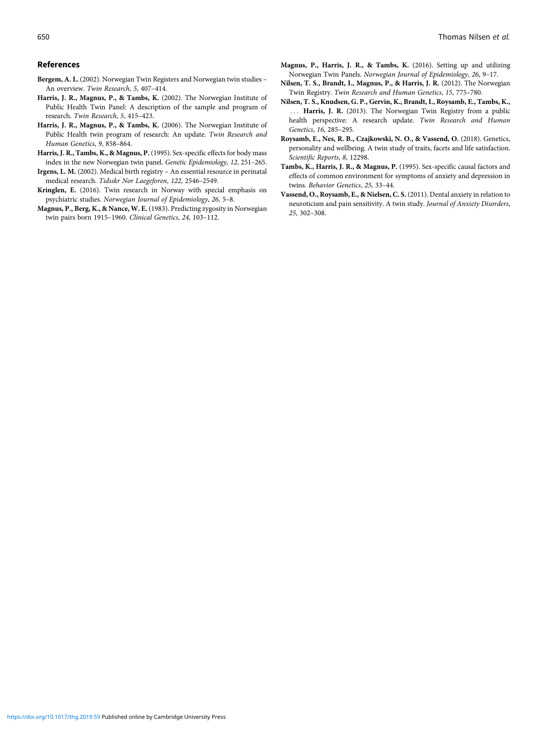## References

**Bergem, A. L.** (2002). Norwegian Twin Registers and Norwegian twin studies – An overview. *Twin Research*, *5*, 407–414.

**Harris, J. R., Magnus, P., & Tambs, K.** (2002). The Norwegian Institute of Public Health Twin Panel: A description of the sample and program of research. *Twin Research*, *5*, 415–423.

**Harris, J. R., Magnus, P., & Tambs, K.** (2006). The Norwegian Institute of Public Health twin program of research: An update. *Twin Research and Human Genetics*, *9*, 858–864.

**Harris, J. R., Tambs, K., & Magnus, P.** (1995). Sex-specific effects for body mass index in the new Norwegian twin panel. *Genetic Epidemiology*, *12*, 251–265.

**Irgens, L. M.** (2002). Medical birth registry – An essential resource in perinatal medical research. *Tidsskr Nor Laegeforen*, *122*, 2546–2549.

**Kringlen, E.** (2016). Twin research in Norway with special emphasis on psychiatric studies. *Norwegian Journal of Epidemiology*, *26*, 5–8.

**Magnus, P., Berg, K., & Nance, W. E.** (1983). Predicting zygosity in Norwegian twin pairs born 1915–1960. *Clinical Genetics*, *24*, 103–112.

**Magnus, P., Harris, J. R., & Tambs, K.** (2016). Setting up and utilizing Norwegian Twin Panels. *Norwegian Journal of Epidemiology*, *26*, 9–17.

**Nilsen, T. S., Brandt, I., Magnus, P., & Harris, J. R.** (2012). The Norwegian Twin Registry. *Twin Research and Human Genetics*, *15*, 775–780.

**Nilsen, T. S., Knudsen, G. P., Gervin, K., Brandt, I., Roysamb, E., Tambs, K., . . . Harris, J. R.** (2013). The Norwegian Twin Registry from a public health perspective: A research update. *Twin Research and Human Genetics*, *16*, 285–295.

**Roysamb, E., Nes, R. B., Czajkowski, N. O., & Vassend, O.** (2018). Genetics, personality and wellbeing. A twin study of traits, facets and life satisfaction. *Scientific Reports*, *8*, 12298.

**Tambs, K., Harris, J. R., & Magnus, P.** (1995). Sex-specific causal factors and effects of common environment for symptoms of anxiety and depression in twins. *Behavior Genetics*, *25*, 33–44.

**Vassend, O., Roysamb, E., & Nielsen, C. S.** (2011). Dental anxiety in relation to neuroticism and pain sensitivity. A twin study. *Journal of Anxiety Disorders*, *25*, 302–308.